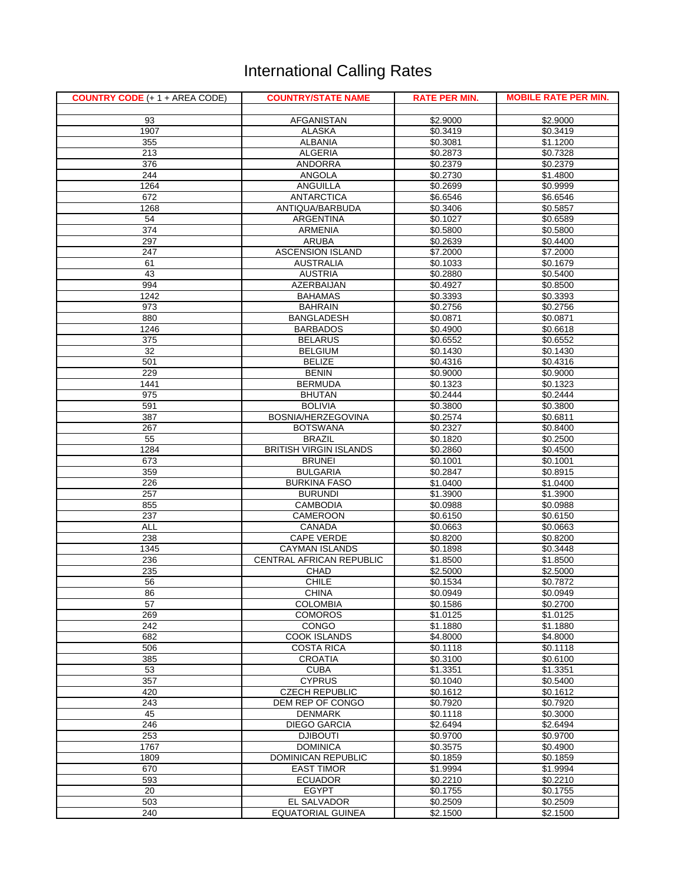# International Calling Rates

| COUNTRY CODE (+ 1 + AREA CODE) | COUNTRY/STATE NAME | RATE PER MIN. | MOBILE RATE PER MIN. |
|---|---|---|---|
| | | | |
| 93 | AFGANISTAN | $2.9000 | $2.9000 |
| 1907 | ALASKA | $0.3419 | $0.3419 |
| 355 | ALBANIA | $0.3081 | $1.1200 |
| 213 | ALGERIA | $0.2873 | $0.7328 |
| 376 | ANDORRA | $0.2379 | $0.2379 |
| 244 | ANGOLA | $0.2730 | $1.4800 |
| 1264 | ANGUILLA | $0.2699 | $0.9999 |
| 672 | ANTARCTICA | $6.6546 | $6.6546 |
| 1268 | ANTIQUA/BARBUDA | $0.3406 | $0.5857 |
| 54 | ARGENTINA | $0.1027 | $0.6589 |
| 374 | ARMENIA | $0.5800 | $0.5800 |
| 297 | ARUBA | $0.2639 | $0.4400 |
| 247 | ASCENSION ISLAND | $7.2000 | $7.2000 |
| 61 | AUSTRALIA | $0.1033 | $0.1679 |
| 43 | AUSTRIA | $0.2880 | $0.5400 |
| 994 | AZERBAIJAN | $0.4927 | $0.8500 |
| 1242 | BAHAMAS | $0.3393 | $0.3393 |
| 973 | BAHRAIN | $0.2756 | $0.2756 |
| 880 | BANGLADESH | $0.0871 | $0.0871 |
| 1246 | BARBADOS | $0.4900 | $0.6618 |
| 375 | BELARUS | $0.6552 | $0.6552 |
| 32 | BELGIUM | $0.1430 | $0.1430 |
| 501 | BELIZE | $0.4316 | $0.4316 |
| 229 | BENIN | $0.9000 | $0.9000 |
| 1441 | BERMUDA | $0.1323 | $0.1323 |
| 975 | BHUTAN | $0.2444 | $0.2444 |
| 591 | BOLIVIA | $0.3800 | $0.3800 |
| 387 | BOSNIA/HERZEGOVINA | $0.2574 | $0.6811 |
| 267 | BOTSWANA | $0.2327 | $0.8400 |
| 55 | BRAZIL | $0.1820 | $0.2500 |
| 1284 | BRITISH VIRGIN ISLANDS | $0.2860 | $0.4500 |
| 673 | BRUNEI | $0.1001 | $0.1001 |
| 359 | BULGARIA | $0.2847 | $0.8915 |
| 226 | BURKINA FASO | $1.0400 | $1.0400 |
| 257 | BURUNDI | $1.3900 | $1.3900 |
| 855 | CAMBODIA | $0.0988 | $0.0988 |
| 237 | CAMEROON | $0.6150 | $0.6150 |
| ALL | CANADA | $0.0663 | $0.0663 |
| 238 | CAPE VERDE | $0.8200 | $0.8200 |
| 1345 | CAYMAN ISLANDS | $0.1898 | $0.3448 |
| 236 | CENTRAL AFRICAN REPUBLIC | $1.8500 | $1.8500 |
| 235 | CHAD | $2.5000 | $2.5000 |
| 56 | CHILE | $0.1534 | $0.7872 |
| 86 | CHINA | $0.0949 | $0.0949 |
| 57 | COLOMBIA | $0.1586 | $0.2700 |
| 269 | COMOROS | $1.0125 | $1.0125 |
| 242 | CONGO | $1.1880 | $1.1880 |
| 682 | COOK ISLANDS | $4.8000 | $4.8000 |
| 506 | COSTA RICA | $0.1118 | $0.1118 |
| 385 | CROATIA | $0.3100 | $0.6100 |
| 53 | CUBA | $1.3351 | $1.3351 |
| 357 | CYPRUS | $0.1040 | $0.5400 |
| 420 | CZECH REPUBLIC | $0.1612 | $0.1612 |
| 243 | DEM REP OF CONGO | $0.7920 | $0.7920 |
| 45 | DENMARK | $0.1118 | $0.3000 |
| 246 | DIEGO GARCIA | $2.6494 | $2.6494 |
| 253 | DJIBOUTI | $0.9700 | $0.9700 |
| 1767 | DOMINICA | $0.3575 | $0.4900 |
| 1809 | DOMINICAN REPUBLIC | $0.1859 | $0.1859 |
| 670 | EAST TIMOR | $1.9994 | $1.9994 |
| 593 | ECUADOR | $0.2210 | $0.2210 |
| 20 | EGYPT | $0.1755 | $0.1755 |
| 503 | EL SALVADOR | $0.2509 | $0.2509 |
| 240 | EQUATORIAL GUINEA | $2.1500 | $2.1500 |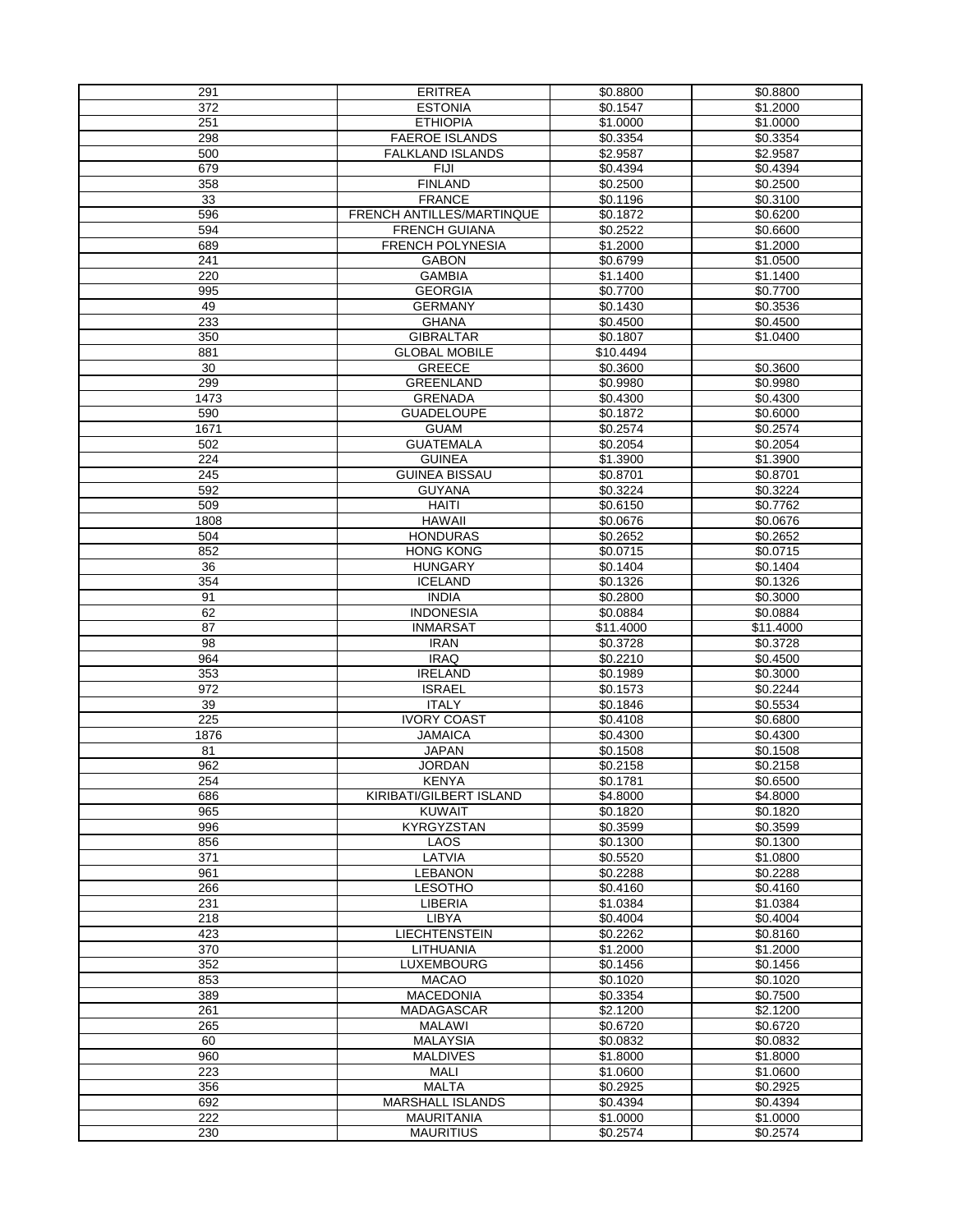| | | | |
|---|---|---|---|
| 291 | ERITREA | $0.8800 | $0.8800 |
| 372 | ESTONIA | $0.1547 | $1.2000 |
| 251 | ETHIOPIA | $1.0000 | $1.0000 |
| 298 | FAEROE ISLANDS | $0.3354 | $0.3354 |
| 500 | FALKLAND ISLANDS | $2.9587 | $2.9587 |
| 679 | FIJI | $0.4394 | $0.4394 |
| 358 | FINLAND | $0.2500 | $0.2500 |
| 33 | FRANCE | $0.1196 | $0.3100 |
| 596 | FRENCH ANTILLES/MARTINQUE | $0.1872 | $0.6200 |
| 594 | FRENCH GUIANA | $0.2522 | $0.6600 |
| 689 | FRENCH POLYNESIA | $1.2000 | $1.2000 |
| 241 | GABON | $0.6799 | $1.0500 |
| 220 | GAMBIA | $1.1400 | $1.1400 |
| 995 | GEORGIA | $0.7700 | $0.7700 |
| 49 | GERMANY | $0.1430 | $0.3536 |
| 233 | GHANA | $0.4500 | $0.4500 |
| 350 | GIBRALTAR | $0.1807 | $1.0400 |
| 881 | GLOBAL MOBILE | $10.4494 | |
| 30 | GREECE | $0.3600 | $0.3600 |
| 299 | GREENLAND | $0.9980 | $0.9980 |
| 1473 | GRENADA | $0.4300 | $0.4300 |
| 590 | GUADELOUPE | $0.1872 | $0.6000 |
| 1671 | GUAM | $0.2574 | $0.2574 |
| 502 | GUATEMALA | $0.2054 | $0.2054 |
| 224 | GUINEA | $1.3900 | $1.3900 |
| 245 | GUINEA BISSAU | $0.8701 | $0.8701 |
| 592 | GUYANA | $0.3224 | $0.3224 |
| 509 | HAITI | $0.6150 | $0.7762 |
| 1808 | HAWAII | $0.0676 | $0.0676 |
| 504 | HONDURAS | $0.2652 | $0.2652 |
| 852 | HONG KONG | $0.0715 | $0.0715 |
| 36 | HUNGARY | $0.1404 | $0.1404 |
| 354 | ICELAND | $0.1326 | $0.1326 |
| 91 | INDIA | $0.2800 | $0.3000 |
| 62 | INDONESIA | $0.0884 | $0.0884 |
| 87 | INMARSAT | $11.4000 | $11.4000 |
| 98 | IRAN | $0.3728 | $0.3728 |
| 964 | IRAQ | $0.2210 | $0.4500 |
| 353 | IRELAND | $0.1989 | $0.3000 |
| 972 | ISRAEL | $0.1573 | $0.2244 |
| 39 | ITALY | $0.1846 | $0.5534 |
| 225 | IVORY COAST | $0.4108 | $0.6800 |
| 1876 | JAMAICA | $0.4300 | $0.4300 |
| 81 | JAPAN | $0.1508 | $0.1508 |
| 962 | JORDAN | $0.2158 | $0.2158 |
| 254 | KENYA | $0.1781 | $0.6500 |
| 686 | KIRIBATI/GILBERT ISLAND | $4.8000 | $4.8000 |
| 965 | KUWAIT | $0.1820 | $0.1820 |
| 996 | KYRGYZSTAN | $0.3599 | $0.3599 |
| 856 | LAOS | $0.1300 | $0.1300 |
| 371 | LATVIA | $0.5520 | $1.0800 |
| 961 | LEBANON | $0.2288 | $0.2288 |
| 266 | LESOTHO | $0.4160 | $0.4160 |
| 231 | LIBERIA | $1.0384 | $1.0384 |
| 218 | LIBYA | $0.4004 | $0.4004 |
| 423 | LIECHTENSTEIN | $0.2262 | $0.8160 |
| 370 | LITHUANIA | $1.2000 | $1.2000 |
| 352 | LUXEMBOURG | $0.1456 | $0.1456 |
| 853 | MACAO | $0.1020 | $0.1020 |
| 389 | MACEDONIA | $0.3354 | $0.7500 |
| 261 | MADAGASCAR | $2.1200 | $2.1200 |
| 265 | MALAWI | $0.6720 | $0.6720 |
| 60 | MALAYSIA | $0.0832 | $0.0832 |
| 960 | MALDIVES | $1.8000 | $1.8000 |
| 223 | MALI | $1.0600 | $1.0600 |
| 356 | MALTA | $0.2925 | $0.2925 |
| 692 | MARSHALL ISLANDS | $0.4394 | $0.4394 |
| 222 | MAURITANIA | $1.0000 | $1.0000 |
| 230 | MAURITIUS | $0.2574 | $0.2574 |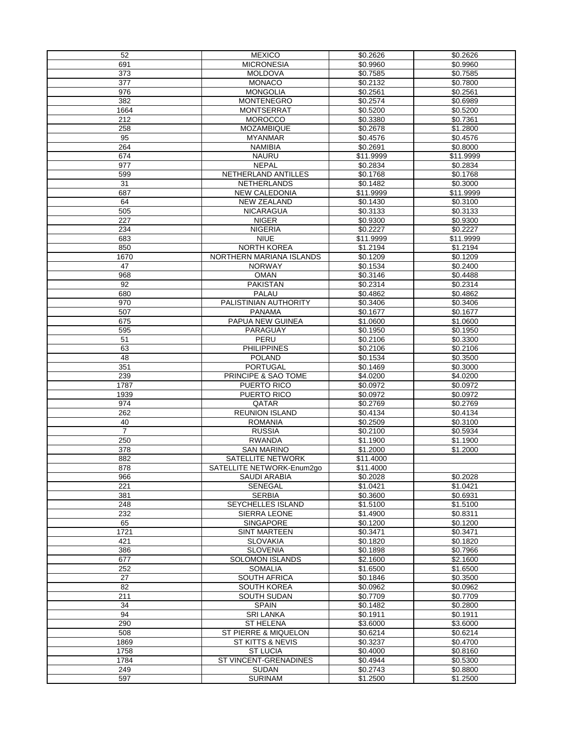| 52 | MEXICO | $0.2626 | $0.2626 |
|---|---|---|---|
| 691 | MICRONESIA | $0.9960 | $0.9960 |
| 373 | MOLDOVA | $0.7585 | $0.7585 |
| 377 | MONACO | $0.2132 | $0.7800 |
| 976 | MONGOLIA | $0.2561 | $0.2561 |
| 382 | MONTENEGRO | $0.2574 | $0.6989 |
| 1664 | MONTSERRAT | $0.5200 | $0.5200 |
| 212 | MOROCCO | $0.3380 | $0.7361 |
| 258 | MOZAMBIQUE | $0.2678 | $1.2800 |
| 95 | MYANMAR | $0.4576 | $0.4576 |
| 264 | NAMIBIA | $0.2691 | $0.8000 |
| 674 | NAURU | $11.9999 | $11.9999 |
| 977 | NEPAL | $0.2834 | $0.2834 |
| 599 | NETHERLAND ANTILLES | $0.1768 | $0.1768 |
| 31 | NETHERLANDS | $0.1482 | $0.3000 |
| 687 | NEW CALEDONIA | $11.9999 | $11.9999 |
| 64 | NEW ZEALAND | $0.1430 | $0.3100 |
| 505 | NICARAGUA | $0.3133 | $0.3133 |
| 227 | NIGER | $0.9300 | $0.9300 |
| 234 | NIGERIA | $0.2227 | $0.2227 |
| 683 | NIUE | $11.9999 | $11.9999 |
| 850 | NORTH KOREA | $1.2194 | $1.2194 |
| 1670 | NORTHERN MARIANA ISLANDS | $0.1209 | $0.1209 |
| 47 | NORWAY | $0.1534 | $0.2400 |
| 968 | OMAN | $0.3146 | $0.4488 |
| 92 | PAKISTAN | $0.2314 | $0.2314 |
| 680 | PALAU | $0.4862 | $0.4862 |
| 970 | PALISTINIAN AUTHORITY | $0.3406 | $0.3406 |
| 507 | PANAMA | $0.1677 | $0.1677 |
| 675 | PAPUA NEW GUINEA | $1.0600 | $1.0600 |
| 595 | PARAGUAY | $0.1950 | $0.1950 |
| 51 | PERU | $0.2106 | $0.3300 |
| 63 | PHILIPPINES | $0.2106 | $0.2106 |
| 48 | POLAND | $0.1534 | $0.3500 |
| 351 | PORTUGAL | $0.1469 | $0.3000 |
| 239 | PRINCIPE & SAO TOME | $4.0200 | $4.0200 |
| 1787 | PUERTO RICO | $0.0972 | $0.0972 |
| 1939 | PUERTO RICO | $0.0972 | $0.0972 |
| 974 | QATAR | $0.2769 | $0.2769 |
| 262 | REUNION ISLAND | $0.4134 | $0.4134 |
| 40 | ROMANIA | $0.2509 | $0.3100 |
| 7 | RUSSIA | $0.2100 | $0.5934 |
| 250 | RWANDA | $1.1900 | $1.1900 |
| 378 | SAN MARINO | $1.2000 | $1.2000 |
| 882 | SATELLITE NETWORK | $11.4000 | |
| 878 | SATELLITE NETWORK-Enum2go | $11.4000 | |
| 966 | SAUDI ARABIA | $0.2028 | $0.2028 |
| 221 | SENEGAL | $1.0421 | $1.0421 |
| 381 | SERBIA | $0.3600 | $0.6931 |
| 248 | SEYCHELLES ISLAND | $1.5100 | $1.5100 |
| 232 | SIERRA LEONE | $1.4900 | $0.8311 |
| 65 | SINGAPORE | $0.1200 | $0.1200 |
| 1721 | SINT MARTEEN | $0.3471 | $0.3471 |
| 421 | SLOVAKIA | $0.1820 | $0.1820 |
| 386 | SLOVENIA | $0.1898 | $0.7966 |
| 677 | SOLOMON ISLANDS | $2.1600 | $2.1600 |
| 252 | SOMALIA | $1.6500 | $1.6500 |
| 27 | SOUTH AFRICA | $0.1846 | $0.3500 |
| 82 | SOUTH KOREA | $0.0962 | $0.0962 |
| 211 | SOUTH SUDAN | $0.7709 | $0.7709 |
| 34 | SPAIN | $0.1482 | $0.2800 |
| 94 | SRI LANKA | $0.1911 | $0.1911 |
| 290 | ST HELENA | $3.6000 | $3.6000 |
| 508 | ST PIERRE & MIQUELON | $0.6214 | $0.6214 |
| 1869 | ST KITTS & NEVIS | $0.3237 | $0.4700 |
| 1758 | ST LUCIA | $0.4000 | $0.8160 |
| 1784 | ST VINCENT-GRENADINES | $0.4944 | $0.5300 |
| 249 | SUDAN | $0.2743 | $0.8800 |
| 597 | SURINAM | $1.2500 | $1.2500 |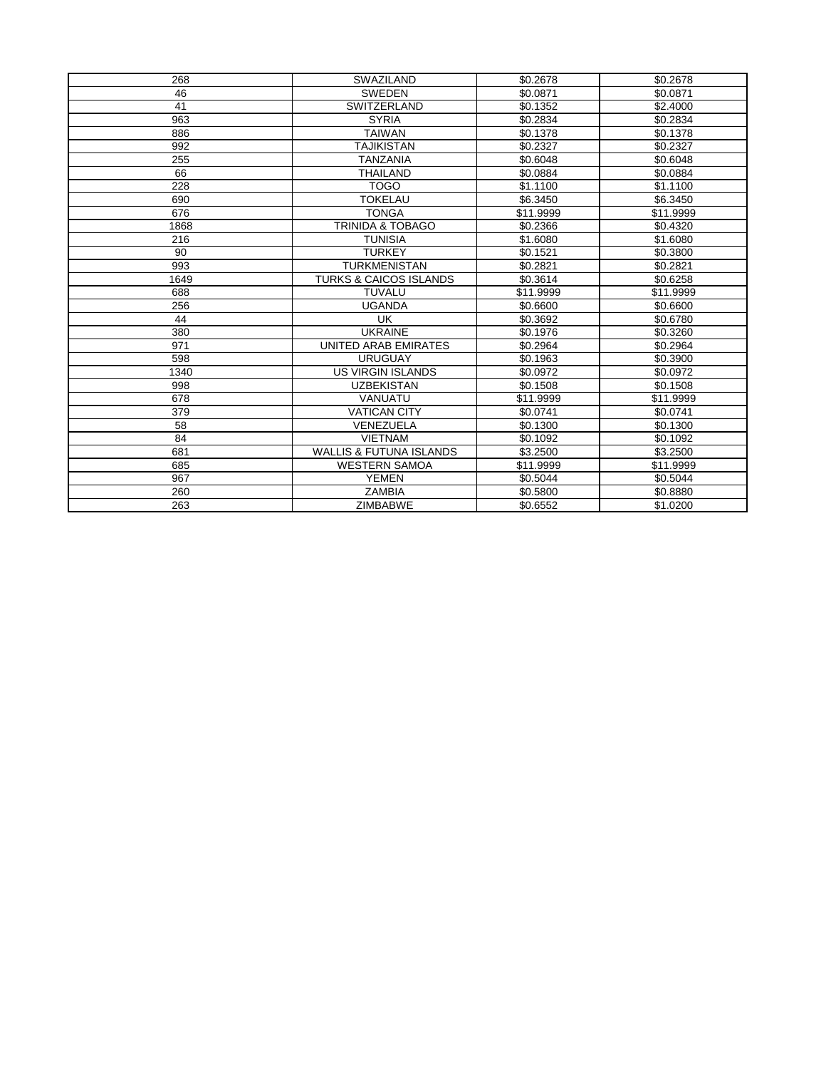| | | | |
|---|---|---|---|
| 268 | SWAZILAND | $0.2678 | $0.2678 |
| 46 | SWEDEN | $0.0871 | $0.0871 |
| 41 | SWITZERLAND | $0.1352 | $2.4000 |
| 963 | SYRIA | $0.2834 | $0.2834 |
| 886 | TAIWAN | $0.1378 | $0.1378 |
| 992 | TAJIKISTAN | $0.2327 | $0.2327 |
| 255 | TANZANIA | $0.6048 | $0.6048 |
| 66 | THAILAND | $0.0884 | $0.0884 |
| 228 | TOGO | $1.1100 | $1.1100 |
| 690 | TOKELAU | $6.3450 | $6.3450 |
| 676 | TONGA | $11.9999 | $11.9999 |
| 1868 | TRINIDA & TOBAGO | $0.2366 | $0.4320 |
| 216 | TUNISIA | $1.6080 | $1.6080 |
| 90 | TURKEY | $0.1521 | $0.3800 |
| 993 | TURKMENISTAN | $0.2821 | $0.2821 |
| 1649 | TURKS & CAICOS ISLANDS | $0.3614 | $0.6258 |
| 688 | TUVALU | $11.9999 | $11.9999 |
| 256 | UGANDA | $0.6600 | $0.6600 |
| 44 | UK | $0.3692 | $0.6780 |
| 380 | UKRAINE | $0.1976 | $0.3260 |
| 971 | UNITED ARAB EMIRATES | $0.2964 | $0.2964 |
| 598 | URUGUAY | $0.1963 | $0.3900 |
| 1340 | US VIRGIN ISLANDS | $0.0972 | $0.0972 |
| 998 | UZBEKISTAN | $0.1508 | $0.1508 |
| 678 | VANUATU | $11.9999 | $11.9999 |
| 379 | VATICAN CITY | $0.0741 | $0.0741 |
| 58 | VENEZUELA | $0.1300 | $0.1300 |
| 84 | VIETNAM | $0.1092 | $0.1092 |
| 681 | WALLIS & FUTUNA ISLANDS | $3.2500 | $3.2500 |
| 685 | WESTERN SAMOA | $11.9999 | $11.9999 |
| 967 | YEMEN | $0.5044 | $0.5044 |
| 260 | ZAMBIA | $0.5800 | $0.8880 |
| 263 | ZIMBABWE | $0.6552 | $1.0200 |